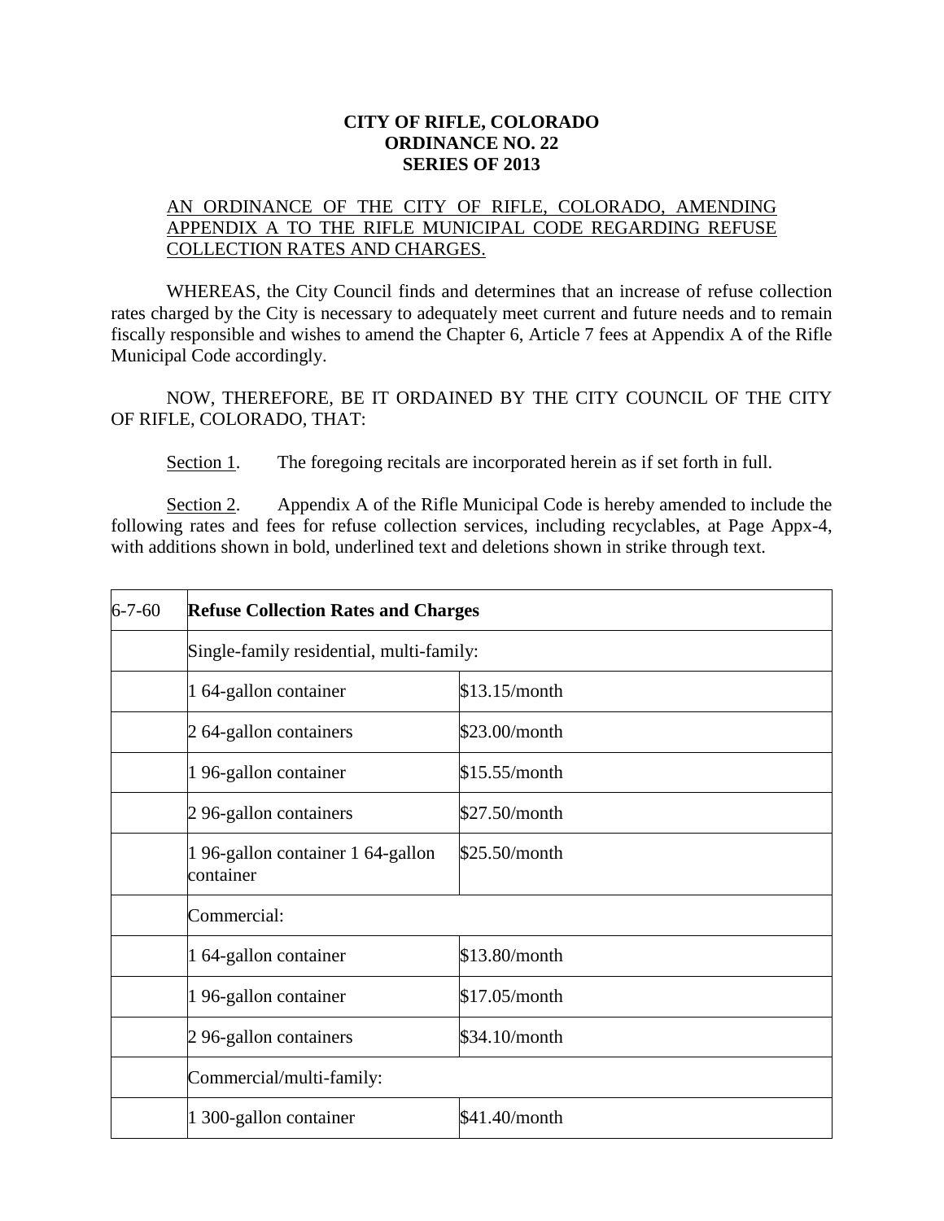**CITY OF RIFLE, COLORADO**
**ORDINANCE NO. 22**
**SERIES OF 2013**

AN ORDINANCE OF THE CITY OF RIFLE, COLORADO, AMENDING APPENDIX A TO THE RIFLE MUNICIPAL CODE REGARDING REFUSE COLLECTION RATES AND CHARGES.

WHEREAS, the City Council finds and determines that an increase of refuse collection rates charged by the City is necessary to adequately meet current and future needs and to remain fiscally responsible and wishes to amend the Chapter 6, Article 7 fees at Appendix A of the Rifle Municipal Code accordingly.

NOW, THEREFORE, BE IT ORDAINED BY THE CITY COUNCIL OF THE CITY OF RIFLE, COLORADO, THAT:

Section 1. The foregoing recitals are incorporated herein as if set forth in full.

Section 2. Appendix A of the Rifle Municipal Code is hereby amended to include the following rates and fees for refuse collection services, including recyclables, at Page Appx-4, with additions shown in bold, underlined text and deletions shown in strike through text.

| 6-7-60 | **Refuse Collection Rates and Charges** | |
|---|---|---|
| | Single-family residential, multi-family: | |
| | 1 64-gallon container | $13.15/month |
| | 2 64-gallon containers | $23.00/month |
| | 1 96-gallon container | $15.55/month |
| | 2 96-gallon containers | $27.50/month |
| | 1 96-gallon container 1 64-gallon container | $25.50/month |
| | Commercial: | |
| | 1 64-gallon container | $13.80/month |
| | 1 96-gallon container | $17.05/month |
| | 2 96-gallon containers | $34.10/month |
| | Commercial/multi-family: | |
| | 1 300-gallon container | $41.40/month |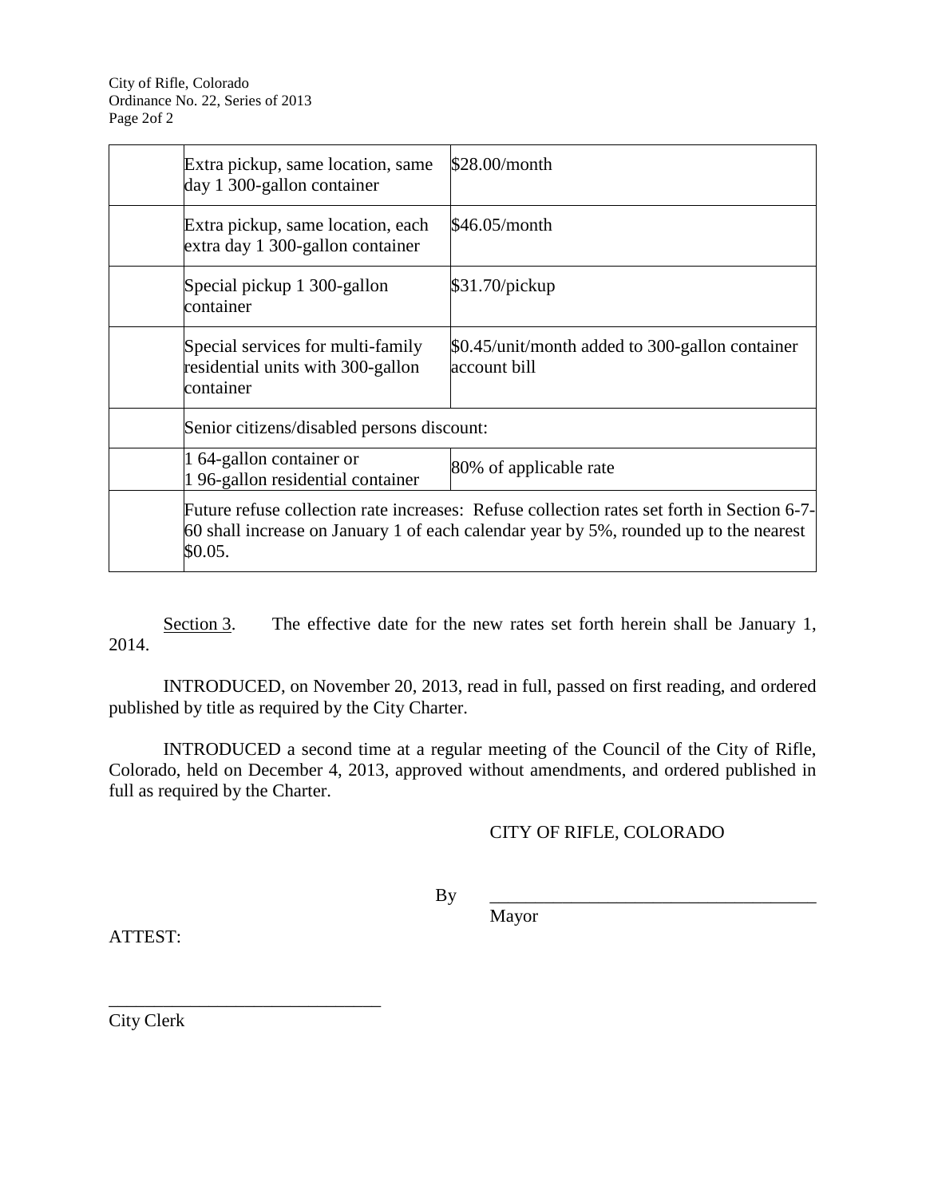| | | |
|---|---|---|
| | Extra pickup, same location, same day 1 300-gallon container | $28.00/month |
| | Extra pickup, same location, each extra day 1 300-gallon container | $46.05/month |
| | Special pickup 1 300-gallon container | $31.70/pickup |
| | Special services for multi-family residential units with 300-gallon container | $0.45/unit/month added to 300-gallon container account bill |
| | Senior citizens/disabled persons discount: | |
| | 1 64-gallon container or 1 96-gallon residential container | 80% of applicable rate |
| | Future refuse collection rate increases: Refuse collection rates set forth in Section 6-7-60 shall increase on January 1 of each calendar year by 5%, rounded up to the nearest $0.05. | |

Section 3. The effective date for the new rates set forth herein shall be January 1, 2014.

INTRODUCED, on November 20, 2013, read in full, passed on first reading, and ordered published by title as required by the City Charter.

INTRODUCED a second time at a regular meeting of the Council of the City of Rifle, Colorado, held on December 4, 2013, approved without amendments, and ordered published in full as required by the Charter.

CITY OF RIFLE, COLORADO

By \_\_\_\_\_\_\_\_\_\_\_\_\_\_\_\_\_\_\_\_\_\_\_\_\_\_\_\_\_\_\_\_\_\_\_\_

Mayor

ATTEST:

\_\_\_\_\_\_\_\_\_\_\_\_\_\_\_\_\_\_\_\_\_\_\_\_\_\_\_\_\_\_\_

City Clerk